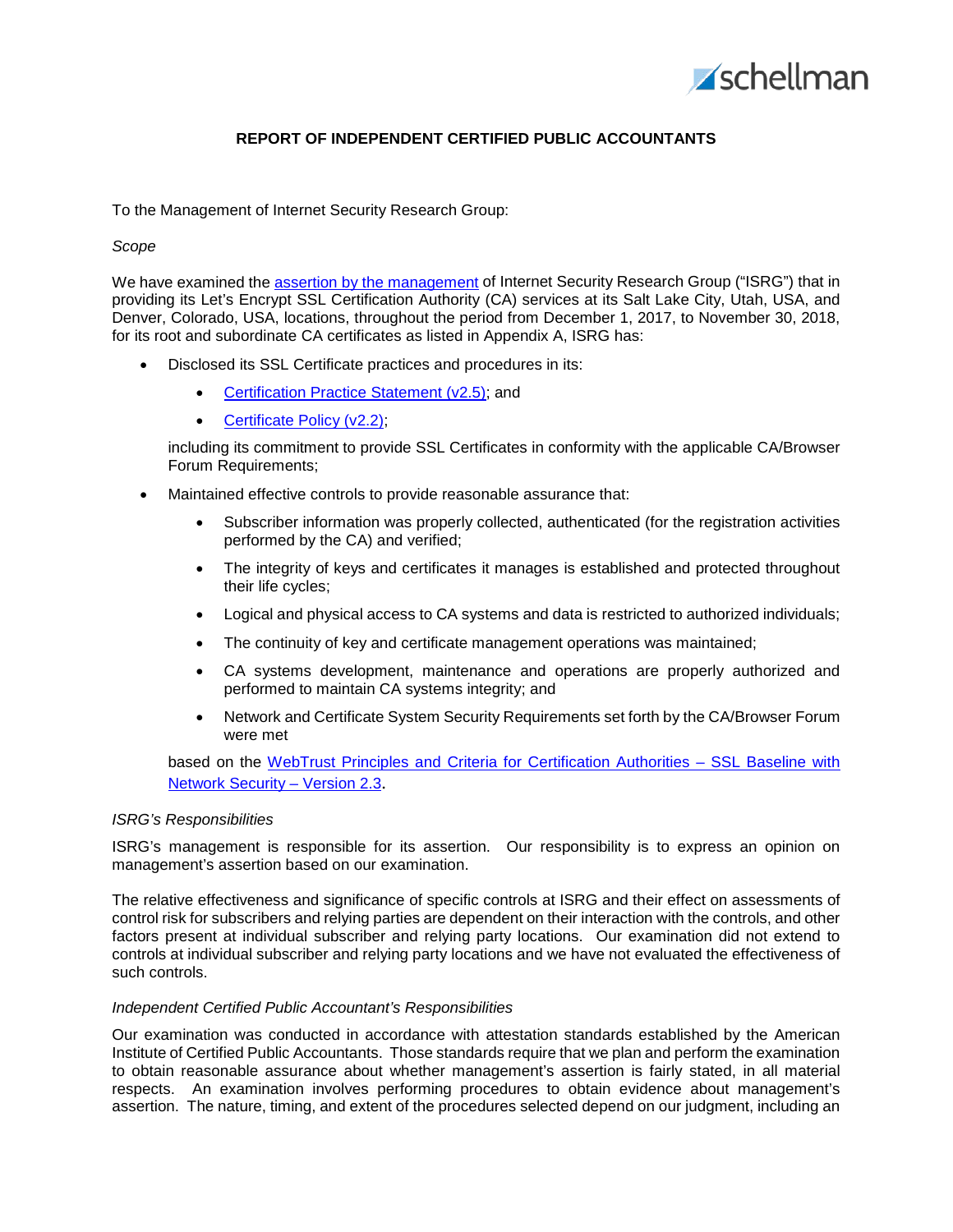# REPORT OF INDEPENDENT CERTIFIED PUBLIC ACCOUNTANTS

To the Management of Internet Security Research Group:

*Scope*

We have examined the [assertion by the management](#) of Internet Security Research Group ("ISRG") that in providing its Let's Encrypt SSL Certification Authority (CA) services at its Salt Lake City, Utah, USA, and Denver, Colorado, USA, locations, throughout the period from December 1, 2017, to November 30, 2018, for its root and subordinate CA certificates as listed in Appendix A, ISRG has:

- Disclosed its SSL Certificate practices and procedures in its:
    - [Certification Practice Statement (v2.5)](#); and
    - [Certificate Policy (v2.2)](#);

  including its commitment to provide SSL Certificates in conformity with the applicable CA/Browser Forum Requirements;
- Maintained effective controls to provide reasonable assurance that:
    - Subscriber information was properly collected, authenticated (for the registration activities performed by the CA) and verified;
    - The integrity of keys and certificates it manages is established and protected throughout their life cycles;
    - Logical and physical access to CA systems and data is restricted to authorized individuals;
    - The continuity of key and certificate management operations was maintained;
    - CA systems development, maintenance and operations are properly authorized and performed to maintain CA systems integrity; and
    - Network and Certificate System Security Requirements set forth by the CA/Browser Forum were met

  based on the [WebTrust Principles and Criteria for Certification Authorities – SSL Baseline with Network Security – Version 2.3](#).

*ISRG's Responsibilities*

ISRG's management is responsible for its assertion. Our responsibility is to express an opinion on management's assertion based on our examination.

The relative effectiveness and significance of specific controls at ISRG and their effect on assessments of control risk for subscribers and relying parties are dependent on their interaction with the controls, and other factors present at individual subscriber and relying party locations. Our examination did not extend to controls at individual subscriber and relying party locations and we have not evaluated the effectiveness of such controls.

*Independent Certified Public Accountant's Responsibilities*

Our examination was conducted in accordance with attestation standards established by the American Institute of Certified Public Accountants. Those standards require that we plan and perform the examination to obtain reasonable assurance about whether management's assertion is fairly stated, in all material respects. An examination involves performing procedures to obtain evidence about management's assertion. The nature, timing, and extent of the procedures selected depend on our judgment, including an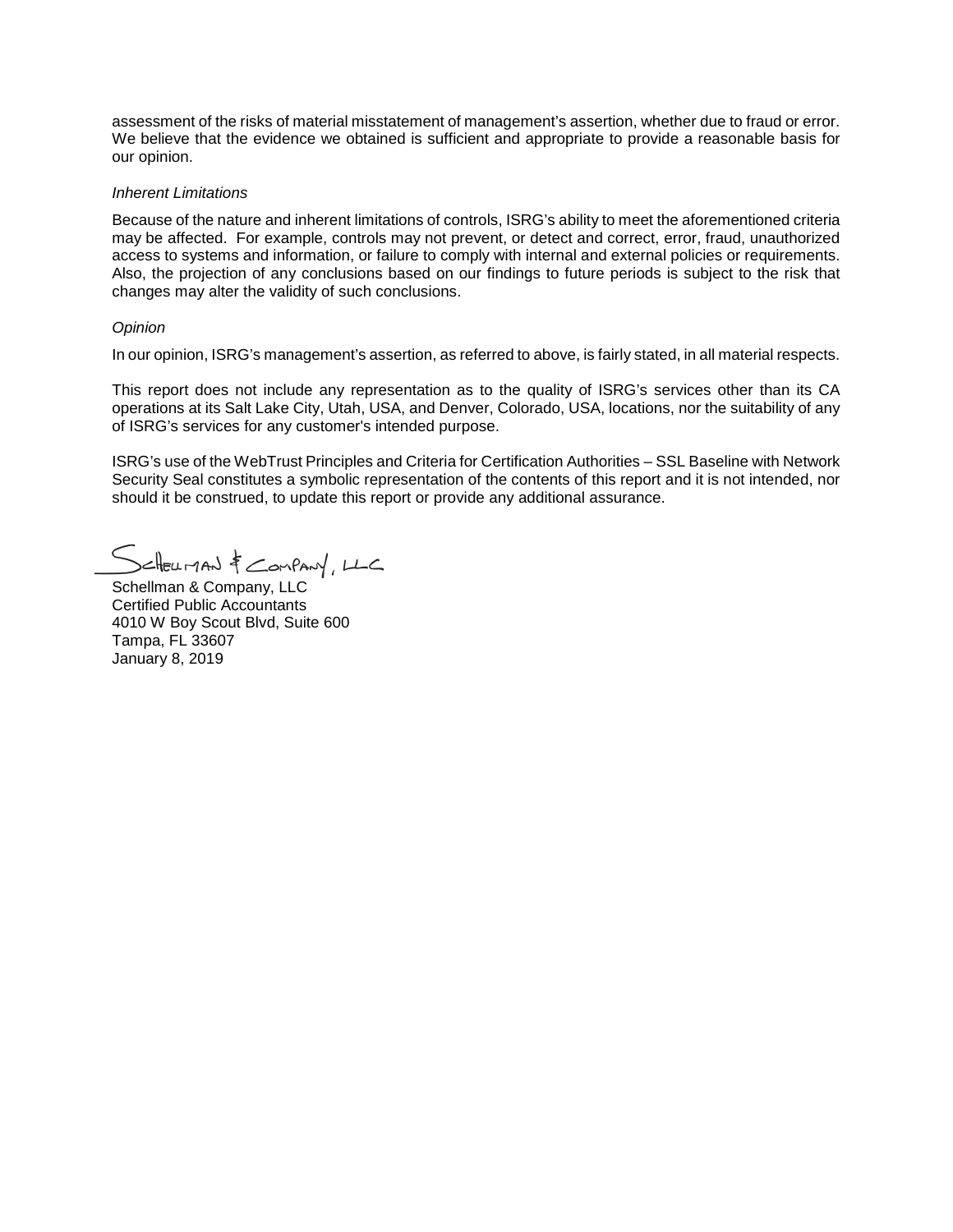assessment of the risks of material misstatement of management's assertion, whether due to fraud or error. We believe that the evidence we obtained is sufficient and appropriate to provide a reasonable basis for our opinion.

*Inherent Limitations*

Because of the nature and inherent limitations of controls, ISRG's ability to meet the aforementioned criteria may be affected. For example, controls may not prevent, or detect and correct, error, fraud, unauthorized access to systems and information, or failure to comply with internal and external policies or requirements. Also, the projection of any conclusions based on our findings to future periods is subject to the risk that changes may alter the validity of such conclusions.

*Opinion*

In our opinion, ISRG's management's assertion, as referred to above, is fairly stated, in all material respects.

This report does not include any representation as to the quality of ISRG's services other than its CA operations at its Salt Lake City, Utah, USA, and Denver, Colorado, USA, locations, nor the suitability of any of ISRG's services for any customer's intended purpose.

ISRG's use of the WebTrust Principles and Criteria for Certification Authorities – SSL Baseline with Network Security Seal constitutes a symbolic representation of the contents of this report and it is not intended, nor should it be construed, to update this report or provide any additional assurance.

Schellman & Company, LLC

Schellman & Company, LLC
Certified Public Accountants
4010 W Boy Scout Blvd, Suite 600
Tampa, FL 33607
January 8, 2019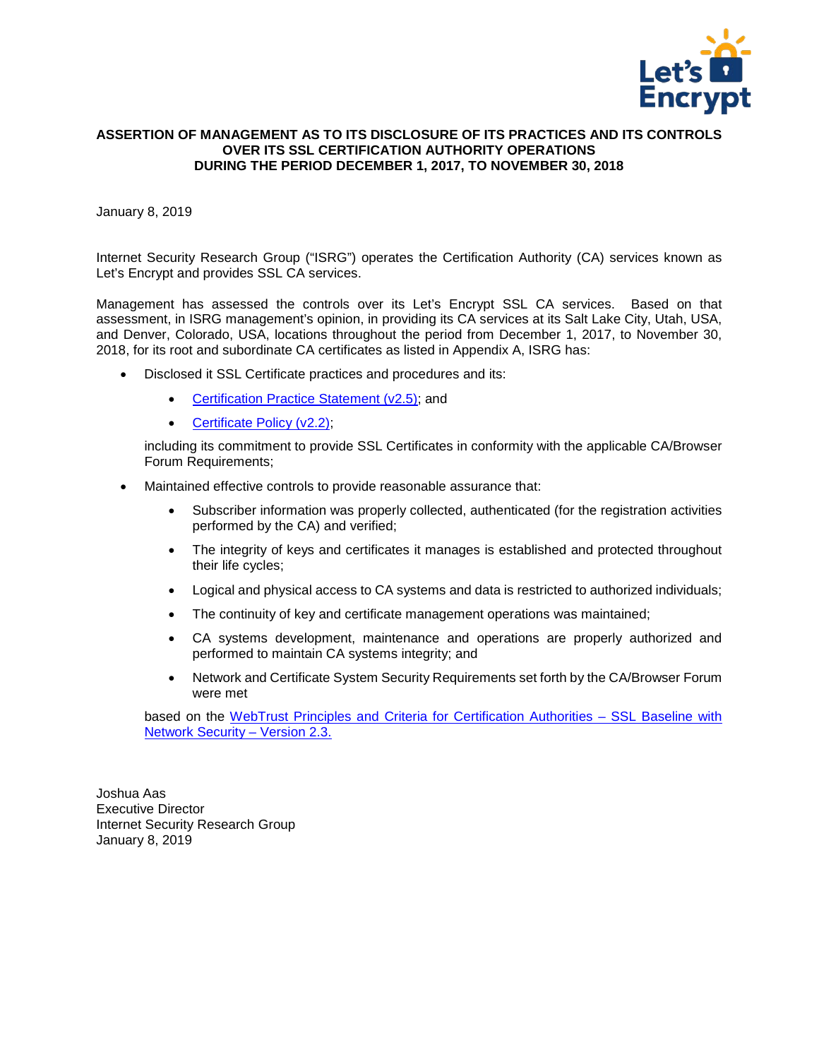**ASSERTION OF MANAGEMENT AS TO ITS DISCLOSURE OF ITS PRACTICES AND ITS CONTROLS OVER ITS SSL CERTIFICATION AUTHORITY OPERATIONS DURING THE PERIOD DECEMBER 1, 2017, TO NOVEMBER 30, 2018**

January 8, 2019

Internet Security Research Group ("ISRG") operates the Certification Authority (CA) services known as Let's Encrypt and provides SSL CA services.

Management has assessed the controls over its Let's Encrypt SSL CA services. Based on that assessment, in ISRG management's opinion, in providing its CA services at its Salt Lake City, Utah, USA, and Denver, Colorado, USA, locations throughout the period from December 1, 2017, to November 30, 2018, for its root and subordinate CA certificates as listed in Appendix A, ISRG has:

- Disclosed it SSL Certificate practices and procedures and its:
  - Certification Practice Statement (v2.5); and
  - Certificate Policy (v2.2);

  including its commitment to provide SSL Certificates in conformity with the applicable CA/Browser Forum Requirements;

- Maintained effective controls to provide reasonable assurance that:
  - Subscriber information was properly collected, authenticated (for the registration activities performed by the CA) and verified;
  - The integrity of keys and certificates it manages is established and protected throughout their life cycles;
  - Logical and physical access to CA systems and data is restricted to authorized individuals;
  - The continuity of key and certificate management operations was maintained;
  - CA systems development, maintenance and operations are properly authorized and performed to maintain CA systems integrity; and
  - Network and Certificate System Security Requirements set forth by the CA/Browser Forum were met

  based on the WebTrust Principles and Criteria for Certification Authorities – SSL Baseline with Network Security – Version 2.3.

Joshua Aas
Executive Director
Internet Security Research Group
January 8, 2019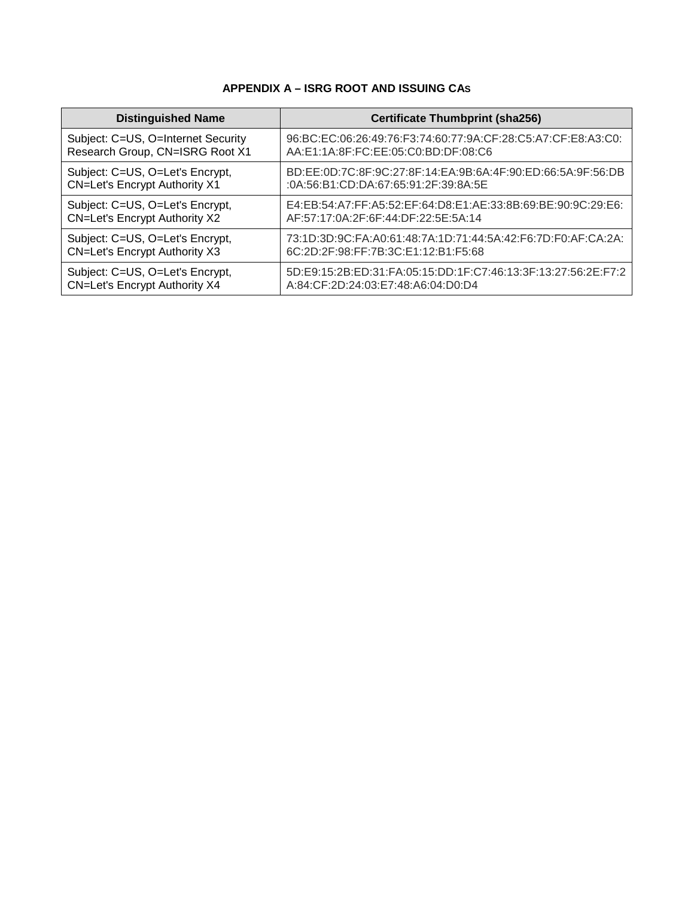## APPENDIX A – ISRG ROOT AND ISSUING CAs

| Distinguished Name | Certificate Thumbprint (sha256) |
|---|---|
| Subject: C=US, O=Internet Security Research Group, CN=ISRG Root X1 | 96:BC:EC:06:26:49:76:F3:74:60:77:9A:CF:28:C5:A7:CF:E8:A3:C0:AA:E1:1A:8F:FC:EE:05:C0:BD:DF:08:C6 |
| Subject: C=US, O=Let's Encrypt, CN=Let's Encrypt Authority X1 | BD:EE:0D:7C:8F:9C:27:8F:14:EA:9B:6A:4F:90:ED:66:5A:9F:56:DB:0A:56:B1:CD:DA:67:65:91:2F:39:8A:5E |
| Subject: C=US, O=Let's Encrypt, CN=Let's Encrypt Authority X2 | E4:EB:54:A7:FF:A5:52:EF:64:D8:E1:AE:33:8B:69:BE:90:9C:29:E6:AF:57:17:0A:2F:6F:44:DF:22:5E:5A:14 |
| Subject: C=US, O=Let's Encrypt, CN=Let's Encrypt Authority X3 | 73:1D:3D:9C:FA:A0:61:48:7A:1D:71:44:5A:42:F6:7D:F0:AF:CA:2A:6C:2D:2F:98:FF:7B:3C:E1:12:B1:F5:68 |
| Subject: C=US, O=Let's Encrypt, CN=Let's Encrypt Authority X4 | 5D:E9:15:2B:ED:31:FA:05:15:DD:1F:C7:46:13:3F:13:27:56:2E:F7:2A:84:CF:2D:24:03:E7:48:A6:04:D0:D4 |